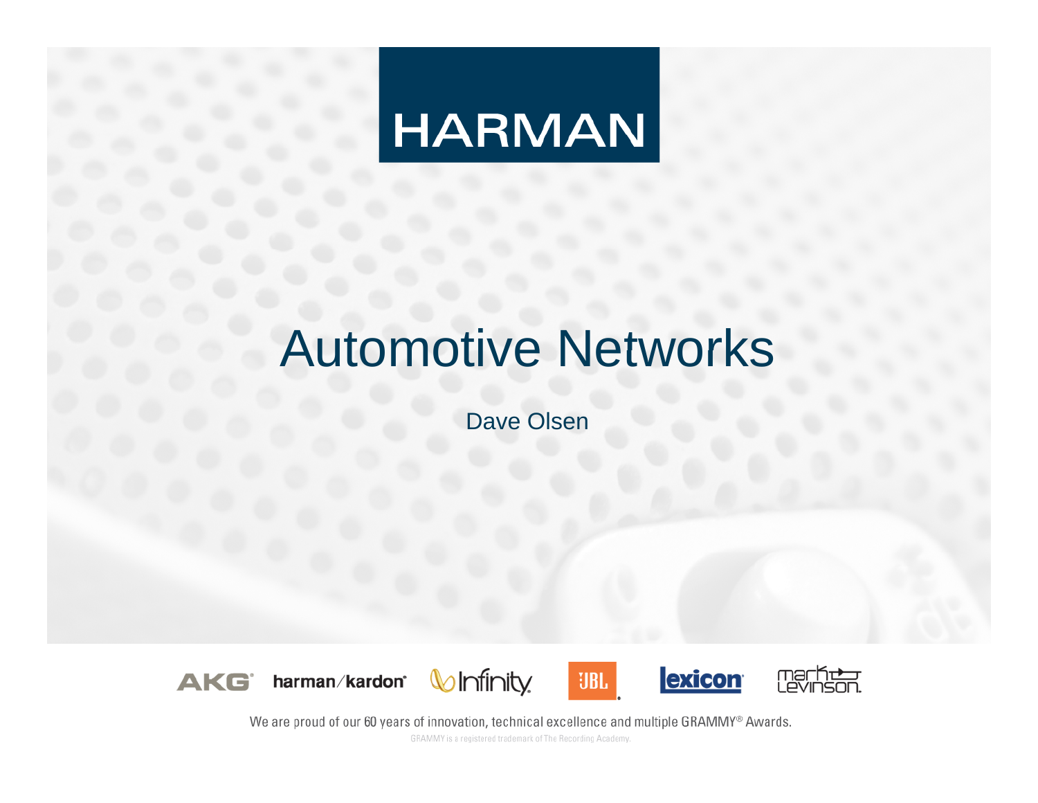HARMAN

# Automotive Networks

Dave Olsen

AKG harman/kardon Infinity JBL lexicon mark Levinson

We are proud of our 60 years of innovation, technical excellence and multiple GRAMMY® Awards.

GRAMMY is a registered trademark of The Recording Academy.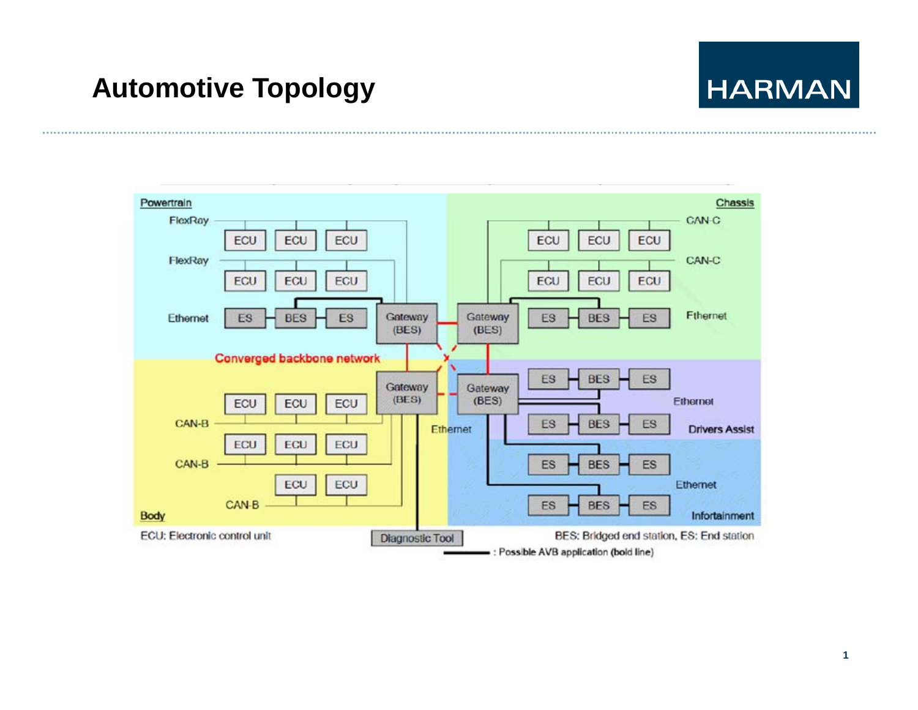# Automotive Topology

HARMAN

Powertrain

FlexRay

ECU ECU ECU

FlexRay

ECU ECU ECU

Ethernet ES BES ES

Gateway (BES)

Chassis

CAN-C

ECU ECU ECU

CAN-C

ECU ECU ECU

Gateway (BES) ES BES ES Fthernet

Converged backbone network

Gateway (BES)

ECU ECU ECU

CAN-B

ECU ECU ECU

CAN-B

ECU ECU

CAN-B

Body

Gateway (BES)

ES BES ES

Ethernet

ES BES ES

Drivers Assist

Ethernet

ES BES ES

Ethernet

ES BES ES

Infotainment

ECU: Electronic control unit

Diagnostic Tool

BES: Bridged end station, ES: End station

: Possible AVB application (bold line)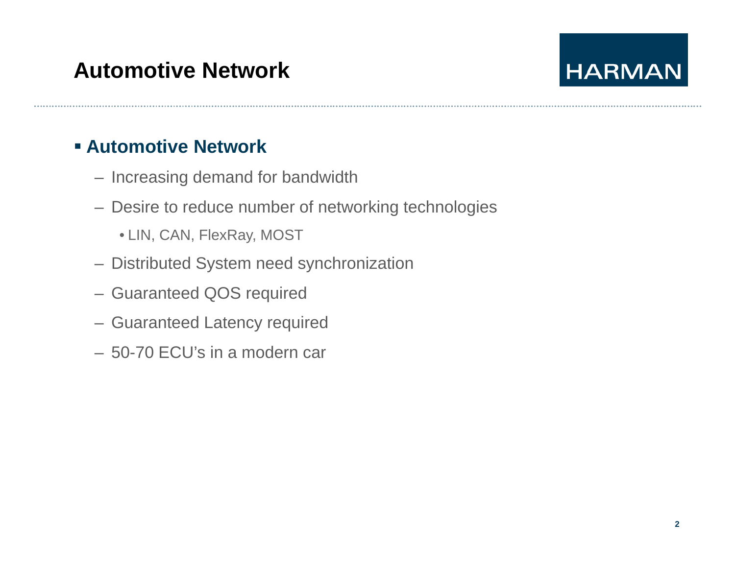# Automotive Network

- **Automotive Network**
  - Increasing demand for bandwidth
  - Desire to reduce number of networking technologies
    - LIN, CAN, FlexRay, MOST
  - Distributed System need synchronization
  - Guaranteed QOS required
  - Guaranteed Latency required
  - 50-70 ECU's in a modern car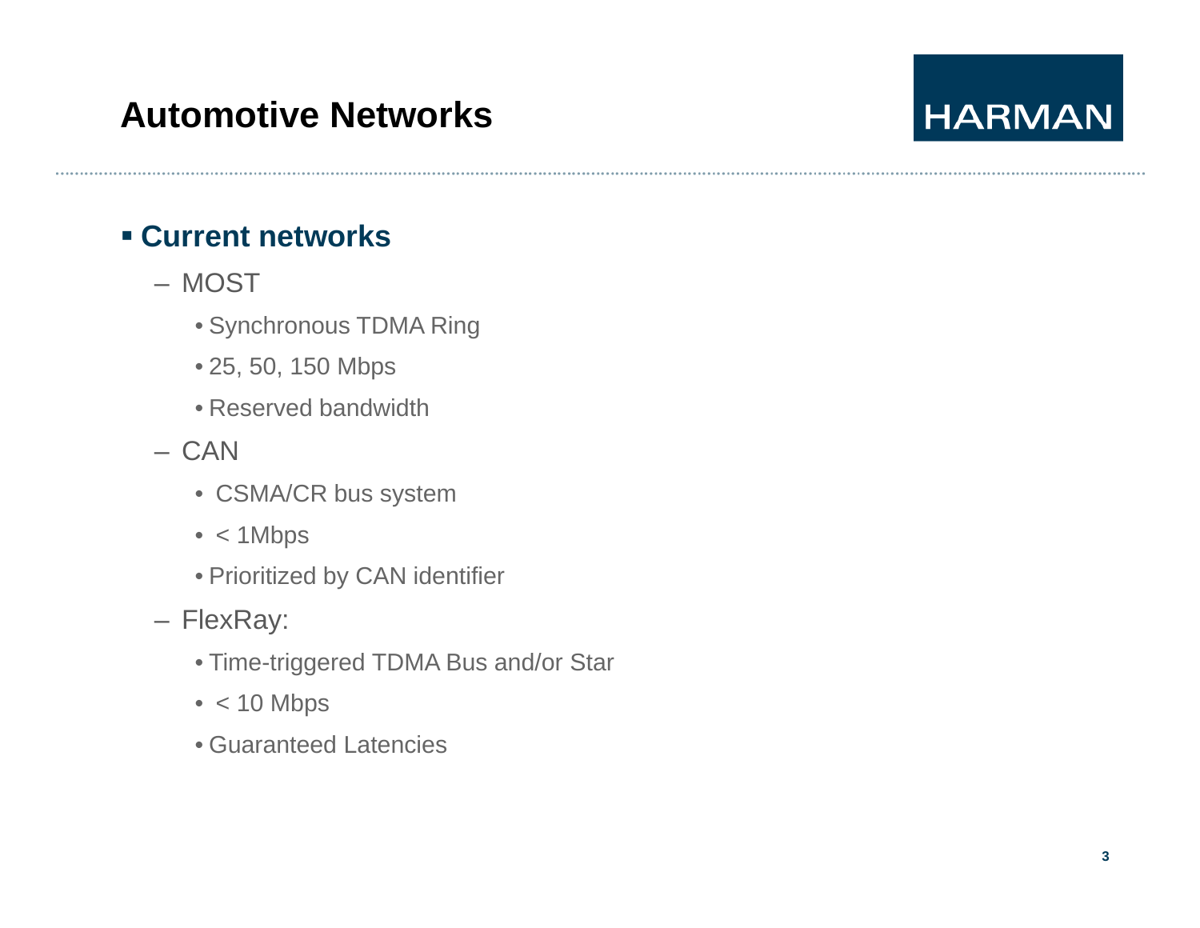# Automotive Networks

- **Current networks**
  - MOST
    - Synchronous TDMA Ring
    - 25, 50, 150 Mbps
    - Reserved bandwidth
  - CAN
    - CSMA/CR bus system
    - < 1Mbps
    - Prioritized by CAN identifier
  - FlexRay:
    - Time-triggered TDMA Bus and/or Star
    - < 10 Mbps
    - Guaranteed Latencies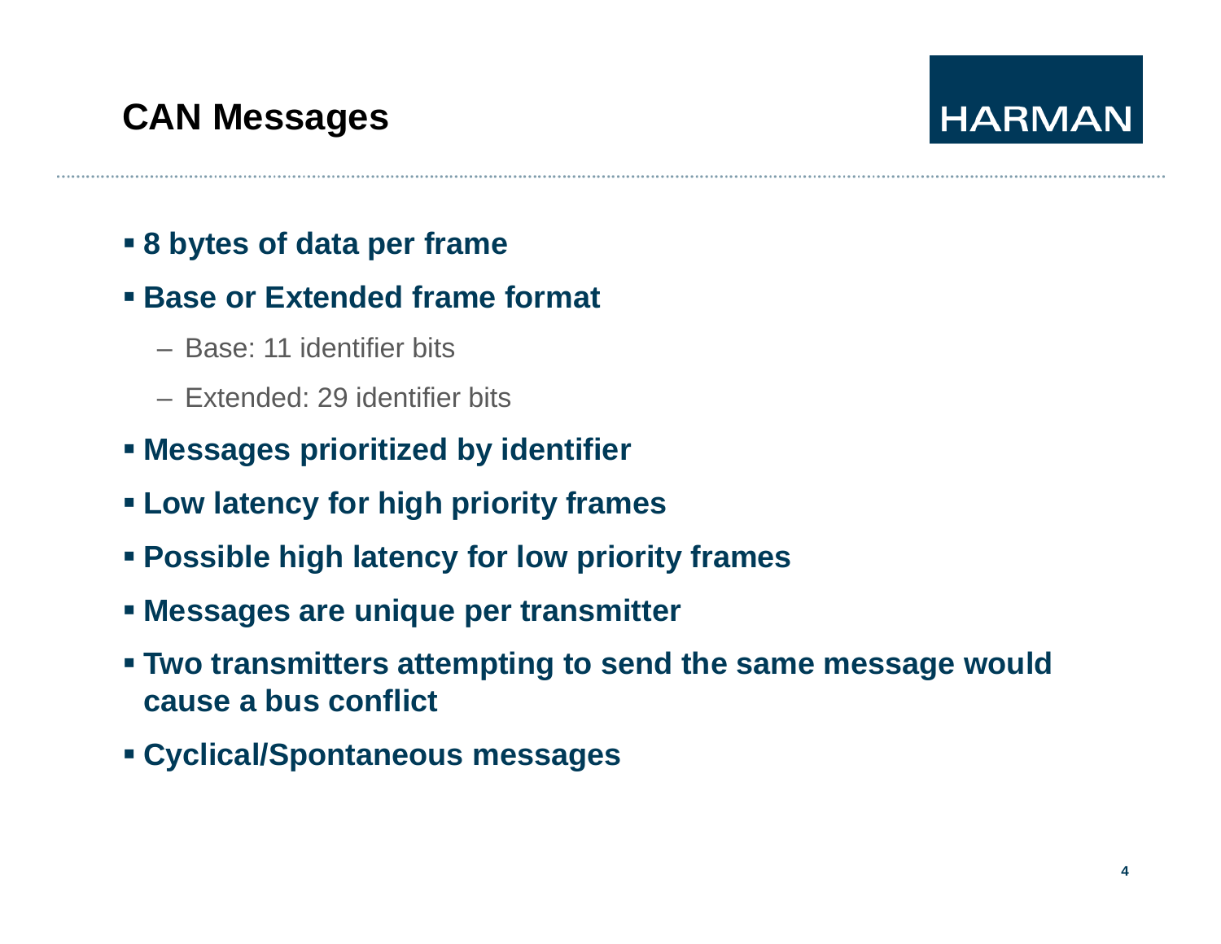# CAN Messages

- **8 bytes of data per frame**
- **Base or Extended frame format**
  - Base: 11 identifier bits
  - Extended: 29 identifier bits
- **Messages prioritized by identifier**
- **Low latency for high priority frames**
- **Possible high latency for low priority frames**
- **Messages are unique per transmitter**
- **Two transmitters attempting to send the same message would cause a bus conflict**
- **Cyclical/Spontaneous messages**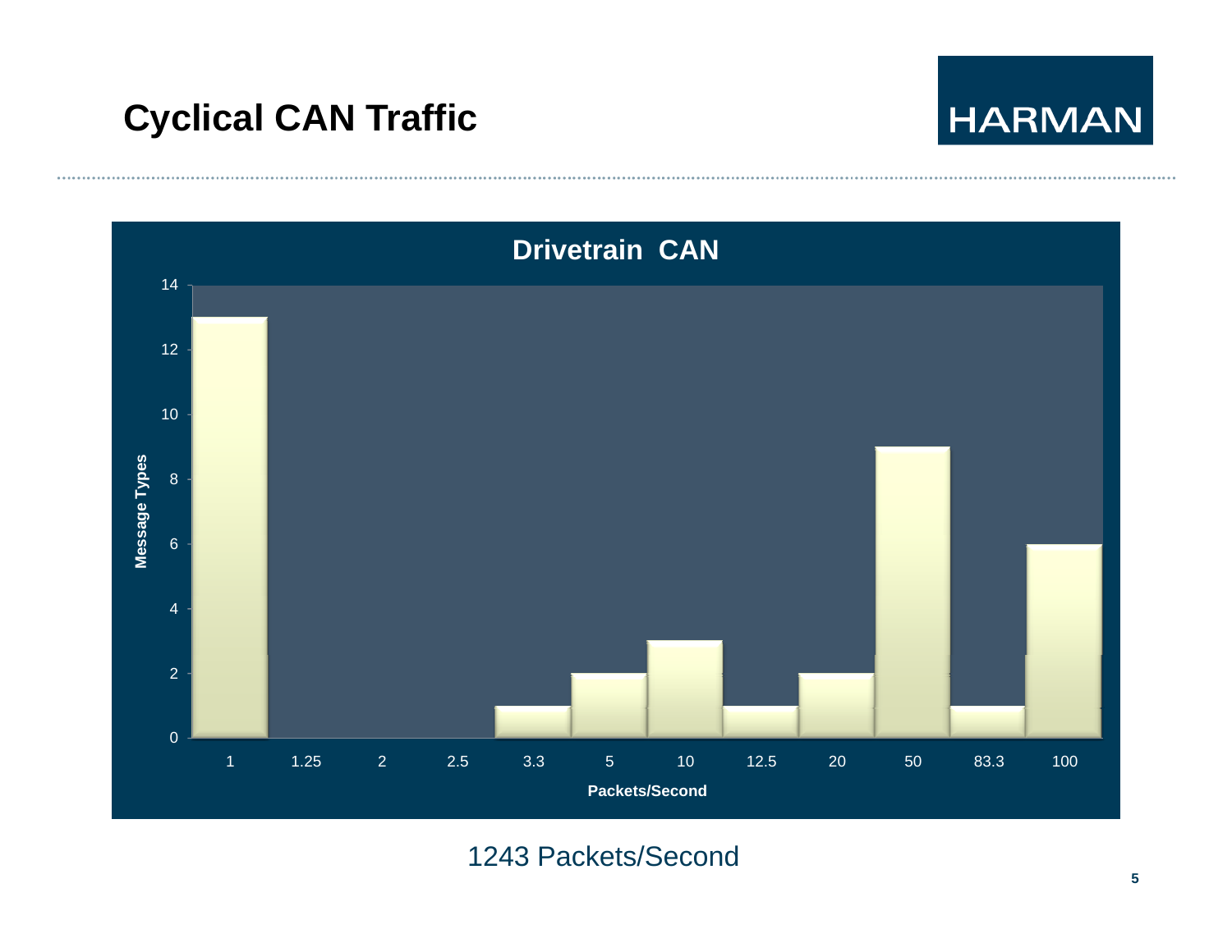# Cyclical CAN Traffic

**Drivetrain CAN**

| Packets/Second | Message Types |
| --- | --- |
| 1 | 13 |
| 1.25 | 0 |
| 2 | 0 |
| 2.5 | 0 |
| 3.3 | 1 |
| 5 | 2 |
| 10 | 3 |
| 12.5 | 1 |
| 20 | 2 |
| 50 | 9 |
| 83.3 | 1 |
| 100 | 6 |

1243 Packets/Second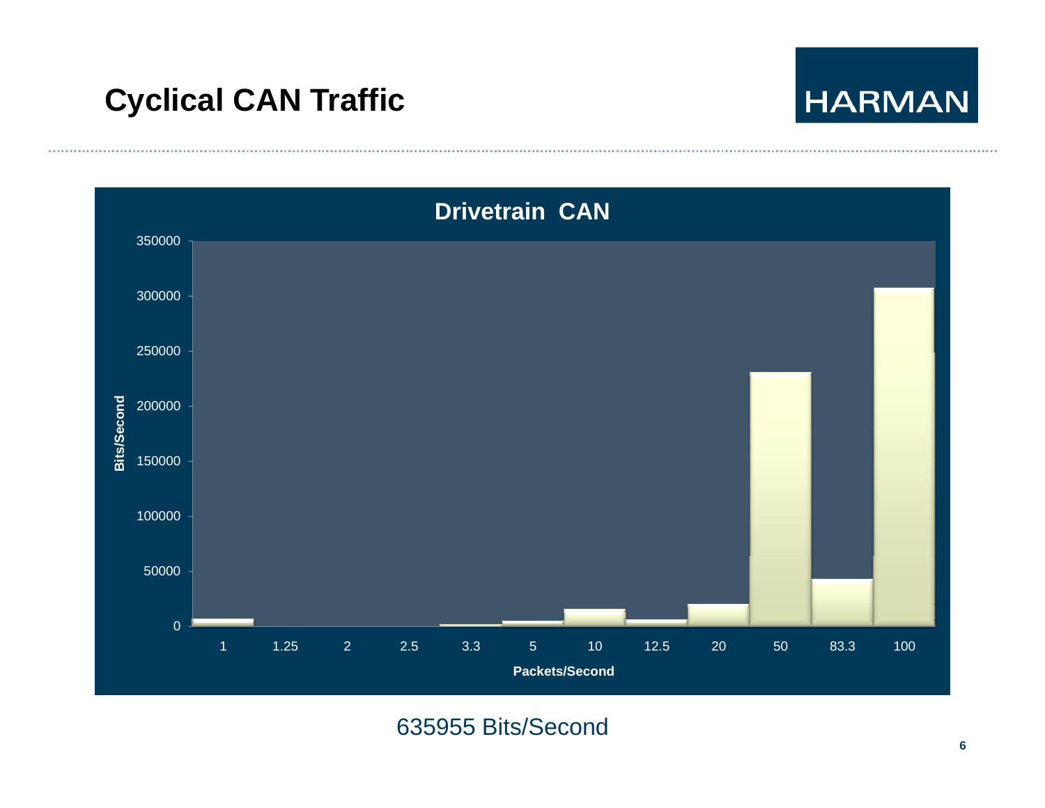# Cyclical CAN Traffic

**Drivetrain CAN**

| Packets/Second | 1 | 1.25 | 2 | 2.5 | 3.3 | 5 | 10 | 12.5 | 20 | 50 | 83.3 | 100 |
|---|---|---|---|---|---|---|---|---|---|---|---|---|

Y-axis: Bits/Second (0–350000)

X-axis: Packets/Second

635955 Bits/Second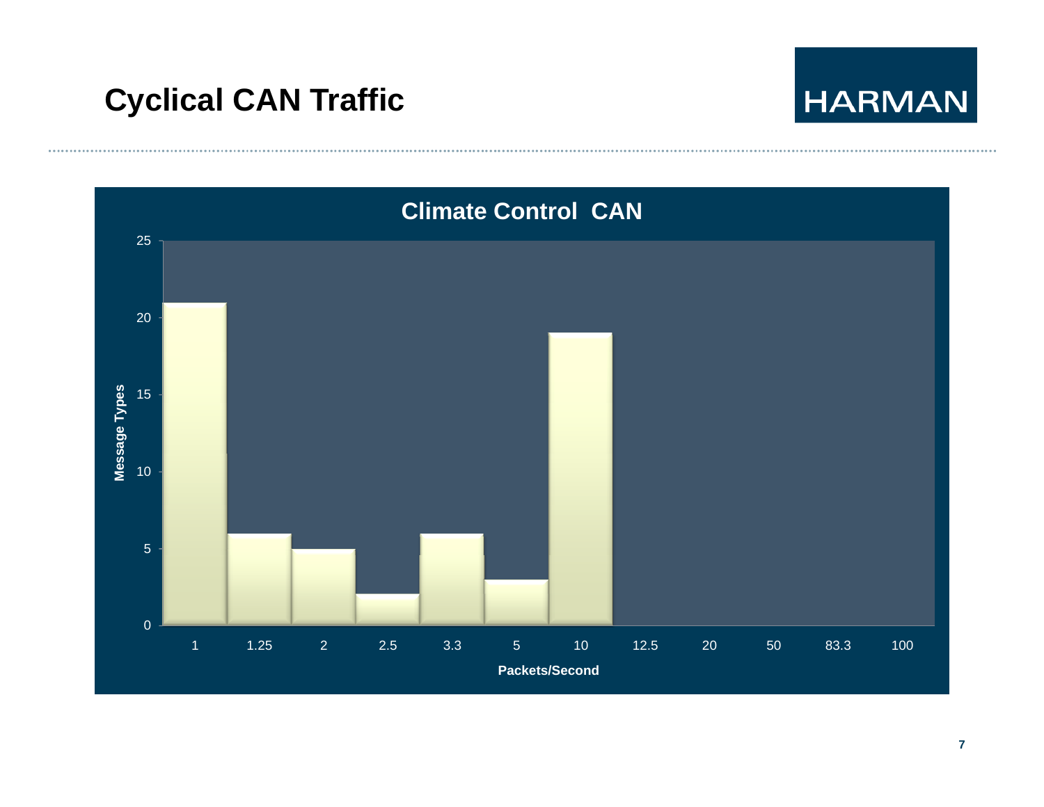# Cyclical CAN Traffic

**Climate Control CAN**

| Packets/Second | Message Types |
|---|---|
| 1 | 21 |
| 1.25 | 6 |
| 2 | 5 |
| 2.5 | 2 |
| 3.3 | 6 |
| 5 | 3 |
| 10 | 19 |
| 12.5 | 0 |
| 20 | 0 |
| 50 | 0 |
| 83.3 | 0 |
| 100 | 0 |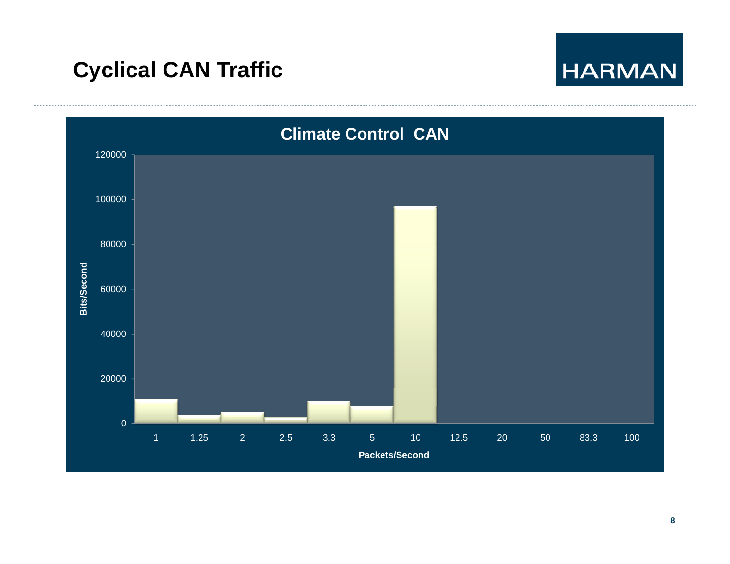# Cyclical CAN Traffic

HARMAN

**Climate Control CAN**

Bits/Second

120000
100000
80000
60000
40000
20000
0

1 | 1.25 | 2 | 2.5 | 3.3 | 5 | 10 | 12.5 | 20 | 50 | 83.3 | 100

Packets/Second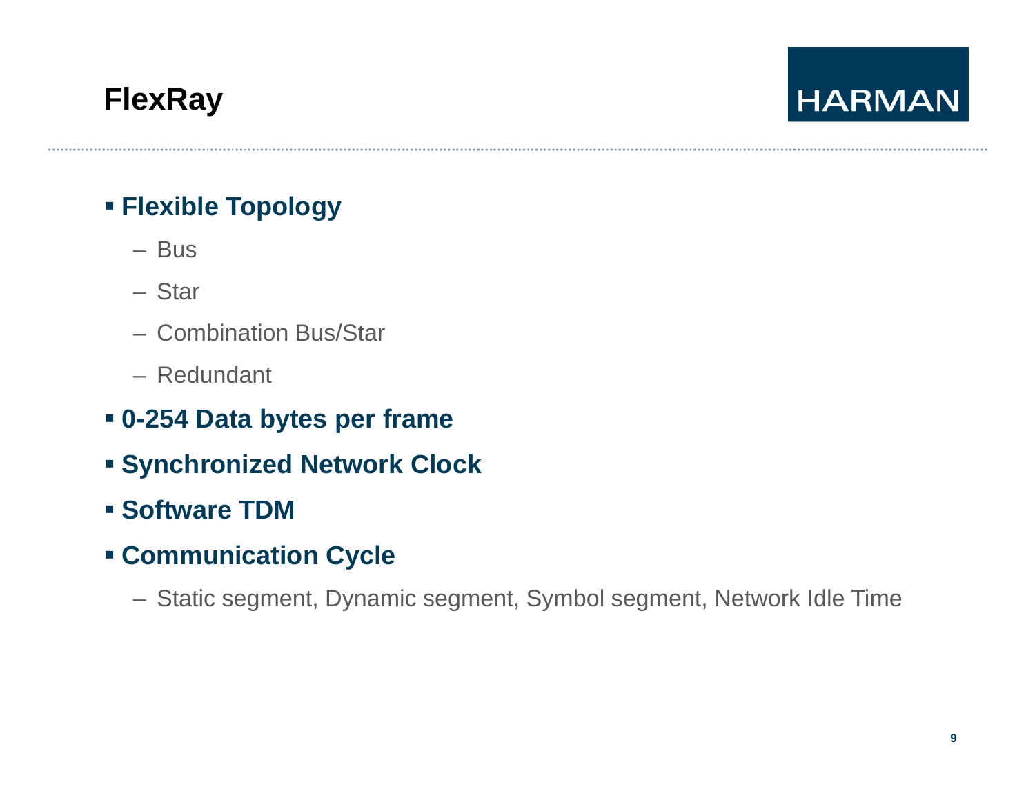# FlexRay

- **Flexible Topology**
  - Bus
  - Star
  - Combination Bus/Star
  - Redundant
- **0-254 Data bytes per frame**
- **Synchronized Network Clock**
- **Software TDM**
- **Communication Cycle**
  - Static segment, Dynamic segment, Symbol segment, Network Idle Time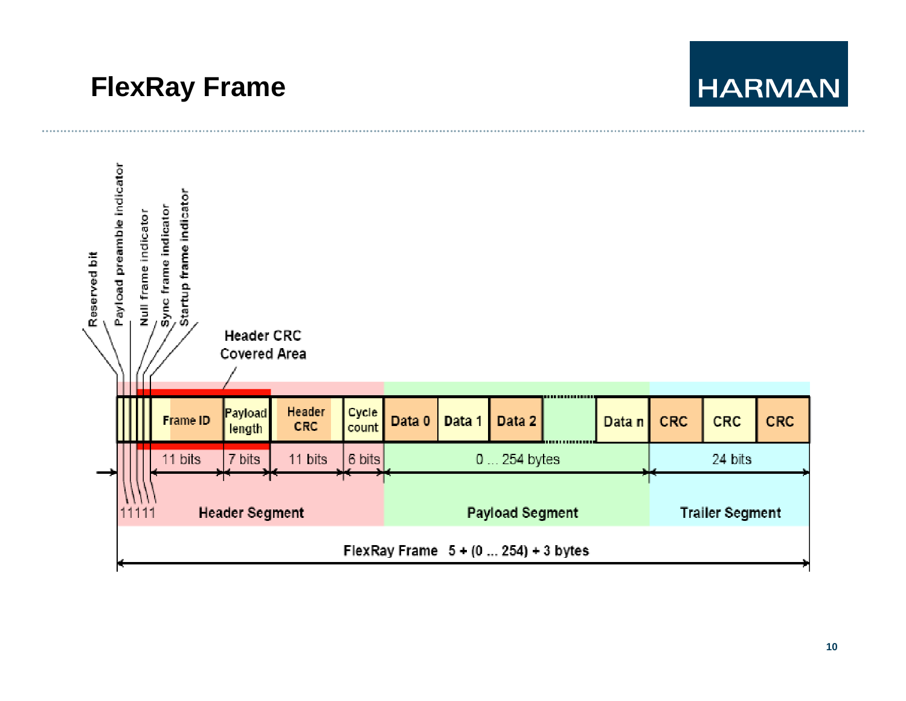# FlexRay Frame

Reserved bit
Payload preamble indicator
Null frame indicator
Sync frame indicator
Startup frame indicator

Header CRC Covered Area

| | Frame ID | Payload length | Header CRC | Cycle count | Data 0 | Data 1 | Data 2 | ... | Data n | CRC | CRC | CRC |
|---|---|---|---|---|---|---|---|---|---|---|---|---|
| 11111 | 11 bits | 7 bits | 11 bits | 6 bits | 0 ... 254 bytes | | | | | 24 bits | | |
| Header Segment | | | | | Payload Segment | | | | | Trailer Segment | | |

FlexRay Frame 5 + (0 ... 254) + 3 bytes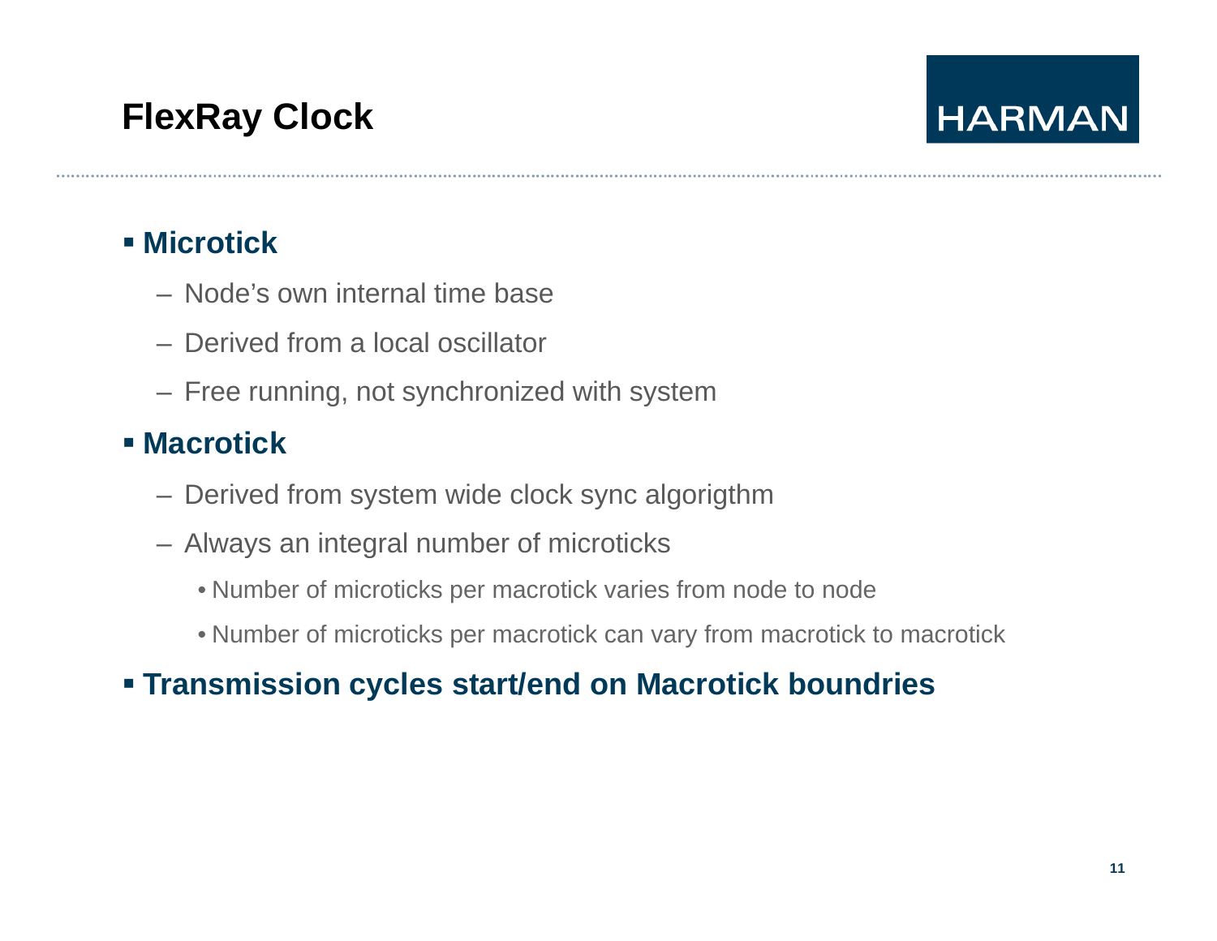# FlexRay Clock

- **Microtick**
  - Node’s own internal time base
  - Derived from a local oscillator
  - Free running, not synchronized with system
- **Macrotick**
  - Derived from system wide clock sync algorigthm
  - Always an integral number of microticks
    - Number of microticks per macrotick varies from node to node
    - Number of microticks per macrotick can vary from macrotick to macrotick
- **Transmission cycles start/end on Macrotick boundries**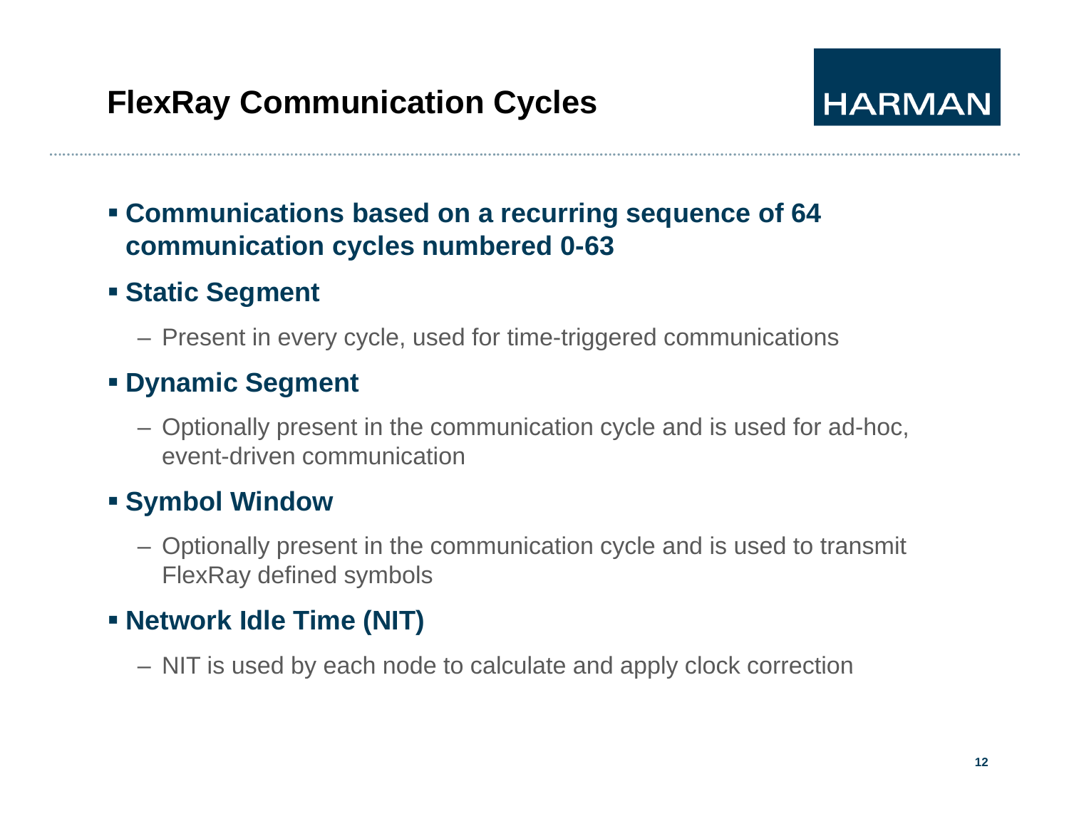# FlexRay Communication Cycles

- **Communications based on a recurring sequence of 64 communication cycles numbered 0-63**
- **Static Segment**
  - Present in every cycle, used for time-triggered communications
- **Dynamic Segment**
  - Optionally present in the communication cycle and is used for ad-hoc, event-driven communication
- **Symbol Window**
  - Optionally present in the communication cycle and is used to transmit FlexRay defined symbols
- **Network Idle Time (NIT)**
  - NIT is used by each node to calculate and apply clock correction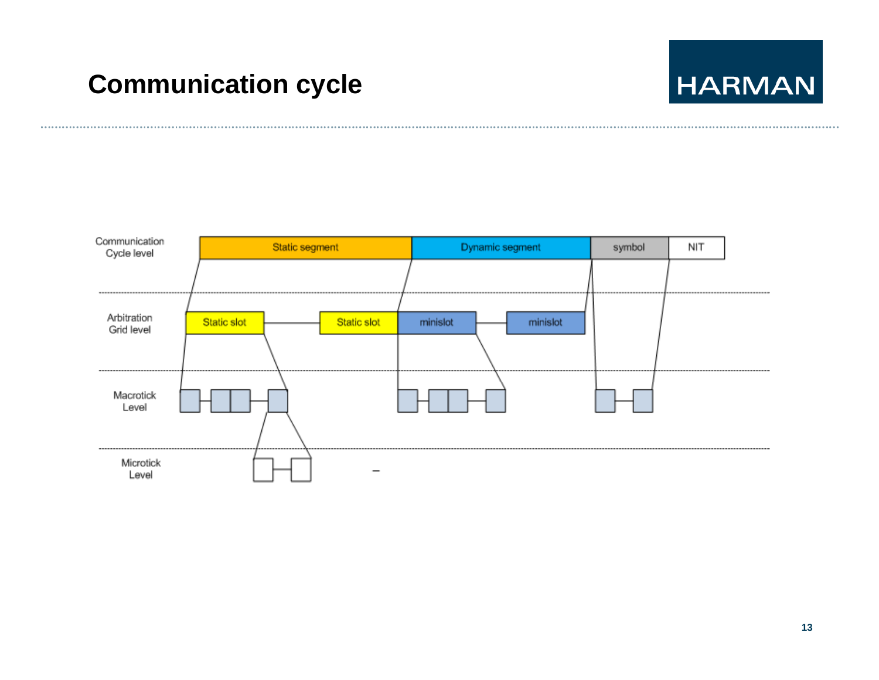# Communication cycle

| Level | | | | |
|---|---|---|---|---|
| Communication Cycle level | Static segment | Dynamic segment | symbol | NIT |
| Arbitration Grid level | Static slot — Static slot | minislot — minislot | | |
| Macrotick Level | | | | |
| Microtick Level | | | | |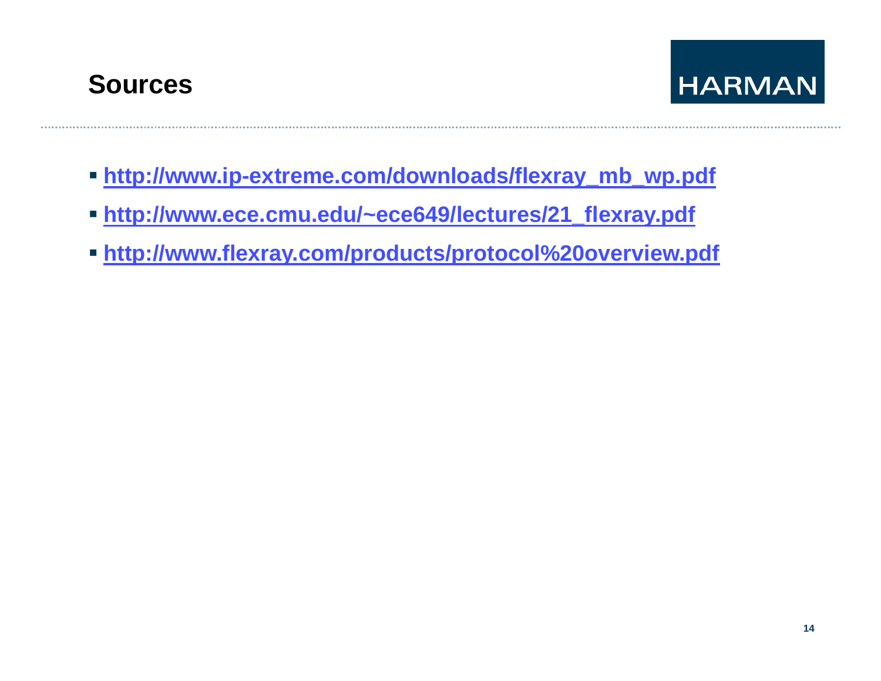# Sources

- http://www.ip-extreme.com/downloads/flexray_mb_wp.pdf
- http://www.ece.cmu.edu/~ece649/lectures/21_flexray.pdf
- http://www.flexray.com/products/protocol%20overview.pdf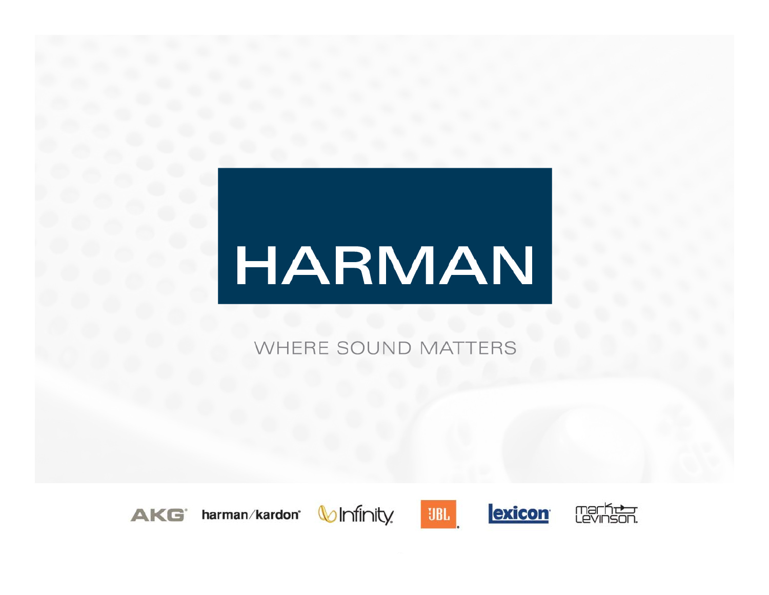# HARMAN

WHERE SOUND MATTERS

AKG harman/kardon Infinity JBL lexicon mark Levinson